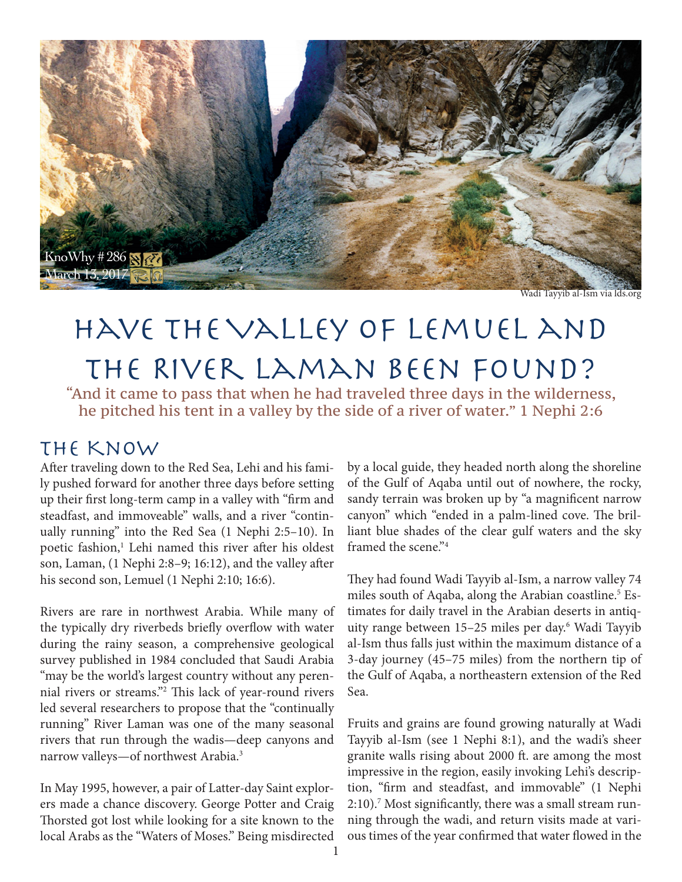KnoWhy # 286
March 13, 2017

Wadi Tayyib al-Ism via lds.org

# Have the Valley of Lemuel and the River Laman Been Found?

"And it came to pass that when he had traveled three days in the wilderness, he pitched his tent in a valley by the side of a river of water." 1 Nephi 2:6

## The Know

After traveling down to the Red Sea, Lehi and his family pushed forward for another three days before setting up their first long-term camp in a valley with "firm and steadfast, and immoveable" walls, and a river "continually running" into the Red Sea (1 Nephi 2:5–10). In poetic fashion,[1] Lehi named this river after his oldest son, Laman, (1 Nephi 2:8–9; 16:12), and the valley after his second son, Lemuel (1 Nephi 2:10; 16:6).

Rivers are rare in northwest Arabia. While many of the typically dry riverbeds briefly overflow with water during the rainy season, a comprehensive geological survey published in 1984 concluded that Saudi Arabia "may be the world's largest country without any perennial rivers or streams."[2] This lack of year-round rivers led several researchers to propose that the "continually running" River Laman was one of the many seasonal rivers that run through the wadis—deep canyons and narrow valleys—of northwest Arabia.[3]

In May 1995, however, a pair of Latter-day Saint explorers made a chance discovery. George Potter and Craig Thorsted got lost while looking for a site known to the local Arabs as the "Waters of Moses." Being misdirected by a local guide, they headed north along the shoreline of the Gulf of Aqaba until out of nowhere, the rocky, sandy terrain was broken up by "a magnificent narrow canyon" which "ended in a palm-lined cove. The brilliant blue shades of the clear gulf waters and the sky framed the scene."[4]

They had found Wadi Tayyib al-Ism, a narrow valley 74 miles south of Aqaba, along the Arabian coastline.[5] Estimates for daily travel in the Arabian deserts in antiquity range between 15–25 miles per day.[6] Wadi Tayyib al-Ism thus falls just within the maximum distance of a 3-day journey (45–75 miles) from the northern tip of the Gulf of Aqaba, a northeastern extension of the Red Sea.

Fruits and grains are found growing naturally at Wadi Tayyib al-Ism (see 1 Nephi 8:1), and the wadi's sheer granite walls rising about 2000 ft. are among the most impressive in the region, easily invoking Lehi's description, "firm and steadfast, and immovable" (1 Nephi 2:10).[7] Most significantly, there was a small stream running through the wadi, and return visits made at various times of the year confirmed that water flowed in the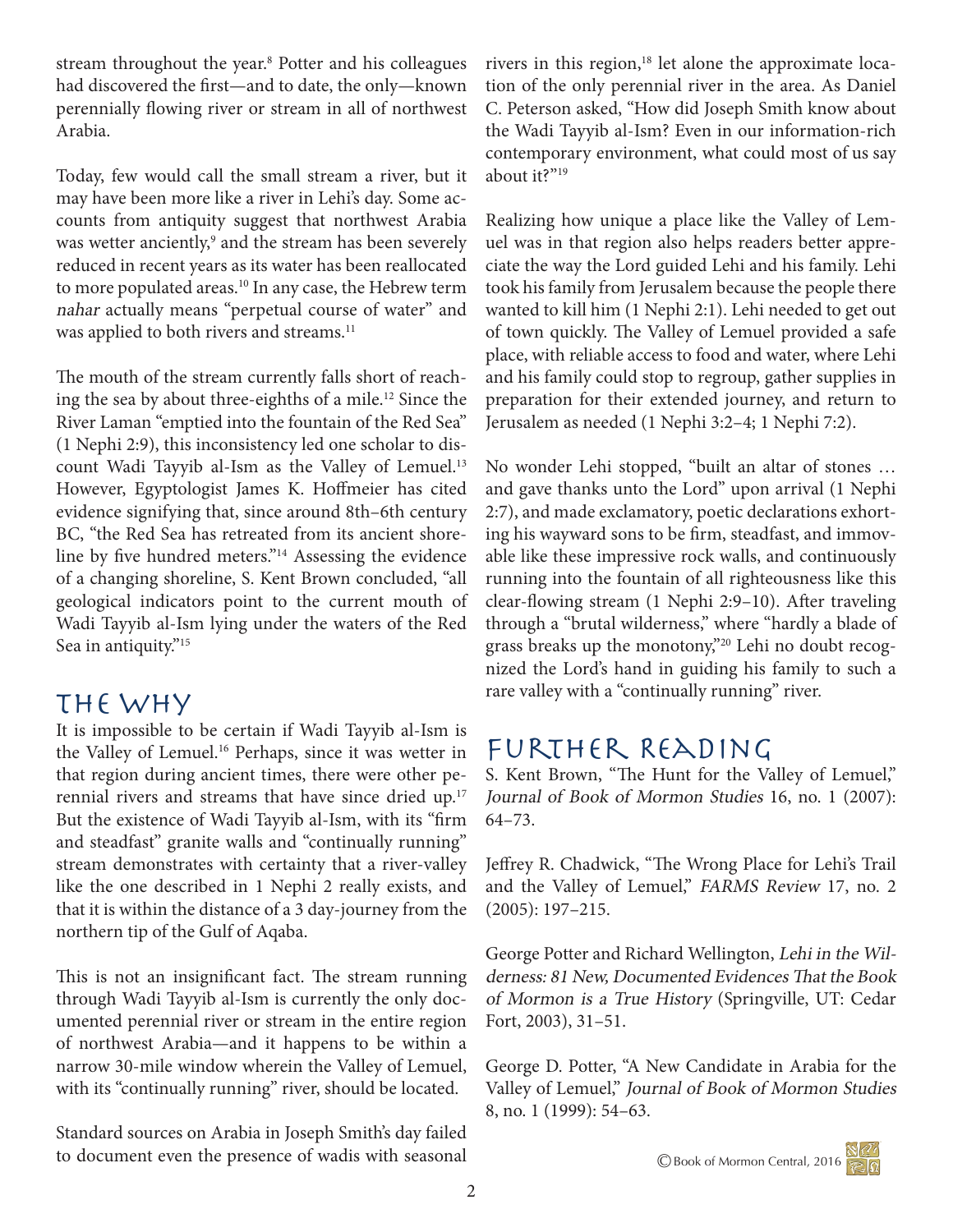stream throughout the year.[8] Potter and his colleagues had discovered the first—and to date, the only—known perennially flowing river or stream in all of northwest Arabia.

Today, few would call the small stream a river, but it may have been more like a river in Lehi's day. Some accounts from antiquity suggest that northwest Arabia was wetter anciently,[9] and the stream has been severely reduced in recent years as its water has been reallocated to more populated areas.[10] In any case, the Hebrew term *nahar* actually means "perpetual course of water" and was applied to both rivers and streams.[11]

The mouth of the stream currently falls short of reaching the sea by about three-eighths of a mile.[12] Since the River Laman "emptied into the fountain of the Red Sea" (1 Nephi 2:9), this inconsistency led one scholar to discount Wadi Tayyib al-Ism as the Valley of Lemuel.[13] However, Egyptologist James K. Hoffmeier has cited evidence signifying that, since around 8th–6th century BC, "the Red Sea has retreated from its ancient shoreline by five hundred meters."[14] Assessing the evidence of a changing shoreline, S. Kent Brown concluded, "all geological indicators point to the current mouth of Wadi Tayyib al-Ism lying under the waters of the Red Sea in antiquity."[15]

## The Why

It is impossible to be certain if Wadi Tayyib al-Ism is the Valley of Lemuel.[16] Perhaps, since it was wetter in that region during ancient times, there were other perennial rivers and streams that have since dried up.[17] But the existence of Wadi Tayyib al-Ism, with its "firm and steadfast" granite walls and "continually running" stream demonstrates with certainty that a river-valley like the one described in 1 Nephi 2 really exists, and that it is within the distance of a 3 day-journey from the northern tip of the Gulf of Aqaba.

This is not an insignificant fact. The stream running through Wadi Tayyib al-Ism is currently the only documented perennial river or stream in the entire region of northwest Arabia—and it happens to be within a narrow 30-mile window wherein the Valley of Lemuel, with its "continually running" river, should be located.

Standard sources on Arabia in Joseph Smith's day failed to document even the presence of wadis with seasonal rivers in this region,[18] let alone the approximate location of the only perennial river in the area. As Daniel C. Peterson asked, "How did Joseph Smith know about the Wadi Tayyib al-Ism? Even in our information-rich contemporary environment, what could most of us say about it?"[19]

Realizing how unique a place like the Valley of Lemuel was in that region also helps readers better appreciate the way the Lord guided Lehi and his family. Lehi took his family from Jerusalem because the people there wanted to kill him (1 Nephi 2:1). Lehi needed to get out of town quickly. The Valley of Lemuel provided a safe place, with reliable access to food and water, where Lehi and his family could stop to regroup, gather supplies in preparation for their extended journey, and return to Jerusalem as needed (1 Nephi 3:2–4; 1 Nephi 7:2).

No wonder Lehi stopped, "built an altar of stones … and gave thanks unto the Lord" upon arrival (1 Nephi 2:7), and made exclamatory, poetic declarations exhorting his wayward sons to be firm, steadfast, and immovable like these impressive rock walls, and continuously running into the fountain of all righteousness like this clear-flowing stream (1 Nephi 2:9–10). After traveling through a "brutal wilderness," where "hardly a blade of grass breaks up the monotony,"[20] Lehi no doubt recognized the Lord's hand in guiding his family to such a rare valley with a "continually running" river.

## Further Reading

S. Kent Brown, "The Hunt for the Valley of Lemuel," *Journal of Book of Mormon Studies* 16, no. 1 (2007): 64–73.

Jeffrey R. Chadwick, "The Wrong Place for Lehi's Trail and the Valley of Lemuel," *FARMS Review* 17, no. 2 (2005): 197–215.

George Potter and Richard Wellington, *Lehi in the Wilderness: 81 New, Documented Evidences That the Book of Mormon is a True History* (Springville, UT: Cedar Fort, 2003), 31–51.

George D. Potter, "A New Candidate in Arabia for the Valley of Lemuel," *Journal of Book of Mormon Studies* 8, no. 1 (1999): 54–63.

© Book of Mormon Central, 2016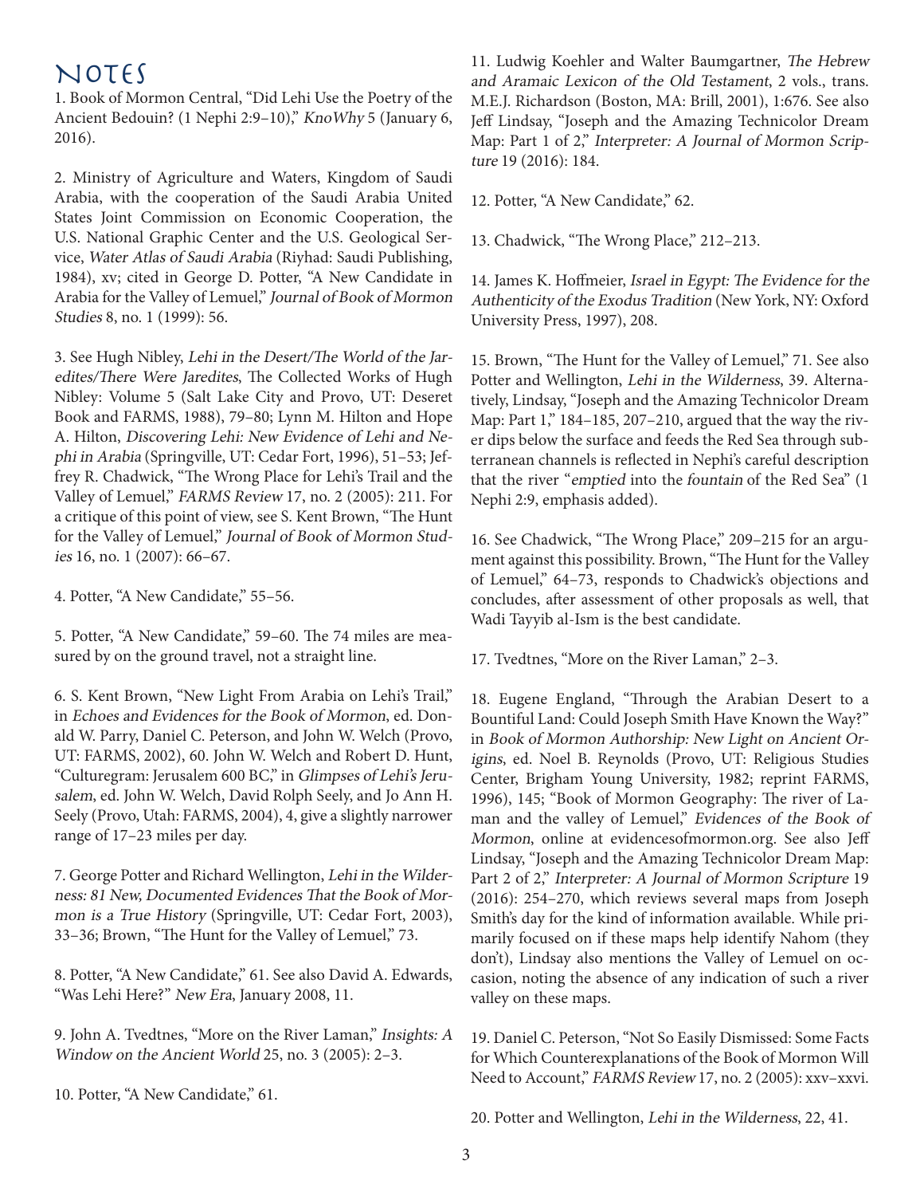# Notes

1. Book of Mormon Central, "Did Lehi Use the Poetry of the Ancient Bedouin? (1 Nephi 2:9–10)," *KnoWhy* 5 (January 6, 2016).

2. Ministry of Agriculture and Waters, Kingdom of Saudi Arabia, with the cooperation of the Saudi Arabia United States Joint Commission on Economic Cooperation, the U.S. National Graphic Center and the U.S. Geological Service, *Water Atlas of Saudi Arabia* (Riyhad: Saudi Publishing, 1984), xv; cited in George D. Potter, "A New Candidate in Arabia for the Valley of Lemuel," *Journal of Book of Mormon Studies* 8, no. 1 (1999): 56.

3. See Hugh Nibley, *Lehi in the Desert/The World of the Jaredites/There Were Jaredites*, The Collected Works of Hugh Nibley: Volume 5 (Salt Lake City and Provo, UT: Deseret Book and FARMS, 1988), 79–80; Lynn M. Hilton and Hope A. Hilton, *Discovering Lehi: New Evidence of Lehi and Nephi in Arabia* (Springville, UT: Cedar Fort, 1996), 51–53; Jeffrey R. Chadwick, "The Wrong Place for Lehi's Trail and the Valley of Lemuel," *FARMS Review* 17, no. 2 (2005): 211. For a critique of this point of view, see S. Kent Brown, "The Hunt for the Valley of Lemuel," *Journal of Book of Mormon Studies* 16, no. 1 (2007): 66–67.

4. Potter, "A New Candidate," 55–56.

5. Potter, "A New Candidate," 59–60. The 74 miles are measured by on the ground travel, not a straight line.

6. S. Kent Brown, "New Light From Arabia on Lehi's Trail," in *Echoes and Evidences for the Book of Mormon*, ed. Donald W. Parry, Daniel C. Peterson, and John W. Welch (Provo, UT: FARMS, 2002), 60. John W. Welch and Robert D. Hunt, "Culturegram: Jerusalem 600 BC," in *Glimpses of Lehi's Jerusalem*, ed. John W. Welch, David Rolph Seely, and Jo Ann H. Seely (Provo, Utah: FARMS, 2004), 4, give a slightly narrower range of 17–23 miles per day.

7. George Potter and Richard Wellington, *Lehi in the Wilderness: 81 New, Documented Evidences That the Book of Mormon is a True History* (Springville, UT: Cedar Fort, 2003), 33–36; Brown, "The Hunt for the Valley of Lemuel," 73.

8. Potter, "A New Candidate," 61. See also David A. Edwards, "Was Lehi Here?" *New Era*, January 2008, 11.

9. John A. Tvedtnes, "More on the River Laman," *Insights: A Window on the Ancient World* 25, no. 3 (2005): 2–3.

10. Potter, "A New Candidate," 61.

11. Ludwig Koehler and Walter Baumgartner, *The Hebrew and Aramaic Lexicon of the Old Testament*, 2 vols., trans. M.E.J. Richardson (Boston, MA: Brill, 2001), 1:676. See also Jeff Lindsay, "Joseph and the Amazing Technicolor Dream Map: Part 1 of 2," *Interpreter: A Journal of Mormon Scripture* 19 (2016): 184.

12. Potter, "A New Candidate," 62.

13. Chadwick, "The Wrong Place," 212–213.

14. James K. Hoffmeier, *Israel in Egypt: The Evidence for the Authenticity of the Exodus Tradition* (New York, NY: Oxford University Press, 1997), 208.

15. Brown, "The Hunt for the Valley of Lemuel," 71. See also Potter and Wellington, *Lehi in the Wilderness*, 39. Alternatively, Lindsay, "Joseph and the Amazing Technicolor Dream Map: Part 1," 184–185, 207–210, argued that the way the river dips below the surface and feeds the Red Sea through subterranean channels is reflected in Nephi's careful description that the river "*emptied* into the *fountain* of the Red Sea" (1 Nephi 2:9, emphasis added).

16. See Chadwick, "The Wrong Place," 209–215 for an argument against this possibility. Brown, "The Hunt for the Valley of Lemuel," 64–73, responds to Chadwick's objections and concludes, after assessment of other proposals as well, that Wadi Tayyib al-Ism is the best candidate.

17. Tvedtnes, "More on the River Laman," 2–3.

18. Eugene England, "Through the Arabian Desert to a Bountiful Land: Could Joseph Smith Have Known the Way?" in *Book of Mormon Authorship: New Light on Ancient Origins*, ed. Noel B. Reynolds (Provo, UT: Religious Studies Center, Brigham Young University, 1982; reprint FARMS, 1996), 145; "Book of Mormon Geography: The river of Laman and the valley of Lemuel," *Evidences of the Book of Mormon*, online at evidencesofmormon.org. See also Jeff Lindsay, "Joseph and the Amazing Technicolor Dream Map: Part 2 of 2," *Interpreter: A Journal of Mormon Scripture* 19 (2016): 254–270, which reviews several maps from Joseph Smith's day for the kind of information available. While primarily focused on if these maps help identify Nahom (they don't), Lindsay also mentions the Valley of Lemuel on occasion, noting the absence of any indication of such a river valley on these maps.

19. Daniel C. Peterson, "Not So Easily Dismissed: Some Facts for Which Counterexplanations of the Book of Mormon Will Need to Account," *FARMS Review* 17, no. 2 (2005): xxv–xxvi.

20. Potter and Wellington, *Lehi in the Wilderness*, 22, 41.